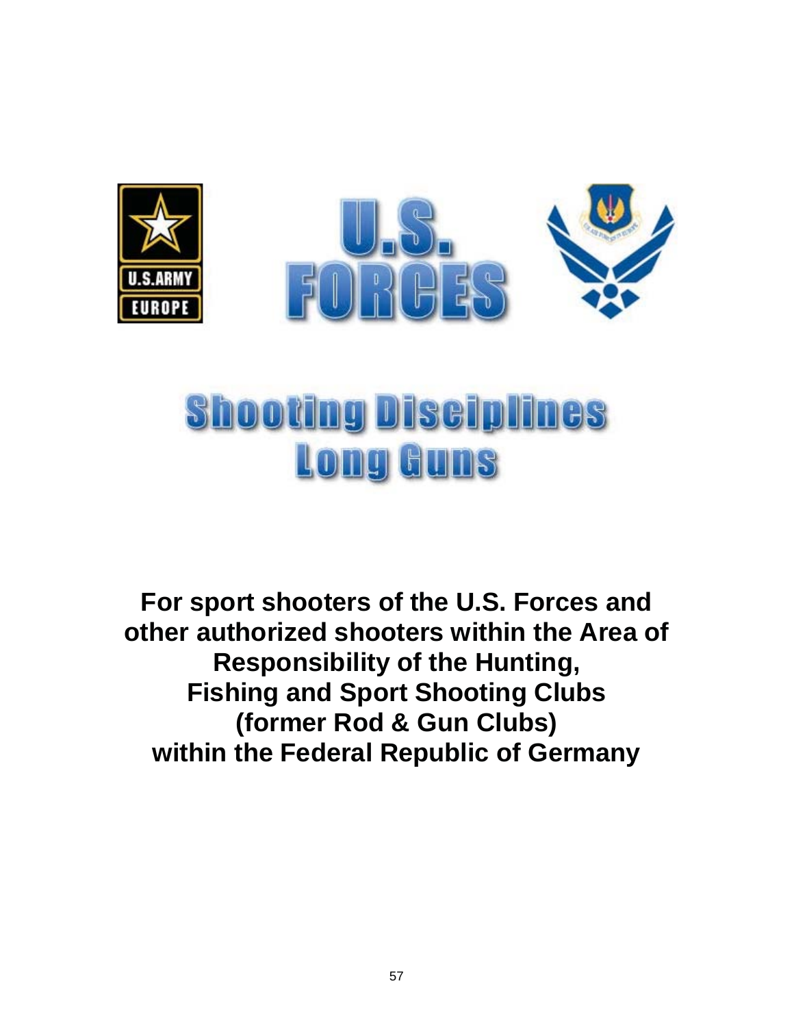U.S. ARMY EUROPE

U.S. FORCES

# Shooting Disciplines
# Long Guns

**For sport shooters of the U.S. Forces and other authorized shooters within the Area of Responsibility of the Hunting, Fishing and Sport Shooting Clubs (former Rod & Gun Clubs) within the Federal Republic of Germany**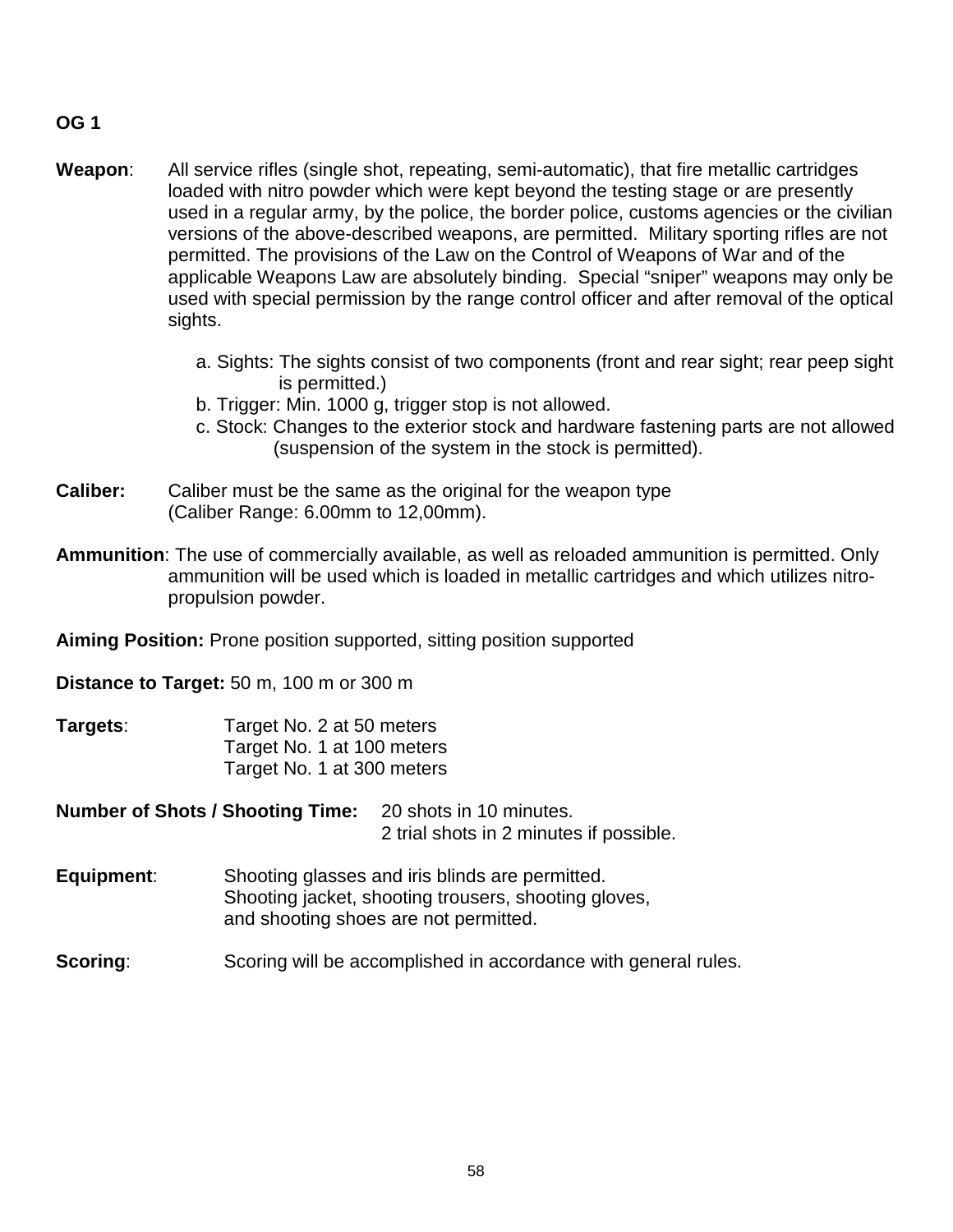## OG 1

**Weapon**: All service rifles (single shot, repeating, semi-automatic), that fire metallic cartridges loaded with nitro powder which were kept beyond the testing stage or are presently used in a regular army, by the police, the border police, customs agencies or the civilian versions of the above-described weapons, are permitted. Military sporting rifles are not permitted. The provisions of the Law on the Control of Weapons of War and of the applicable Weapons Law are absolutely binding. Special "sniper" weapons may only be used with special permission by the range control officer and after removal of the optical sights.

a. Sights: The sights consist of two components (front and rear sight; rear peep sight is permitted.)
b. Trigger: Min. 1000 g, trigger stop is not allowed.
c. Stock: Changes to the exterior stock and hardware fastening parts are not allowed (suspension of the system in the stock is permitted).

**Caliber:** Caliber must be the same as the original for the weapon type (Caliber Range: 6.00mm to 12,00mm).

**Ammunition**: The use of commercially available, as well as reloaded ammunition is permitted. Only ammunition will be used which is loaded in metallic cartridges and which utilizes nitro-propulsion powder.

**Aiming Position:** Prone position supported, sitting position supported

**Distance to Target:** 50 m, 100 m or 300 m

**Targets**:
Target No. 2 at 50 meters
Target No. 1 at 100 meters
Target No. 1 at 300 meters

**Number of Shots / Shooting Time:** 20 shots in 10 minutes.
2 trial shots in 2 minutes if possible.

**Equipment**: Shooting glasses and iris blinds are permitted.
Shooting jacket, shooting trousers, shooting gloves, and shooting shoes are not permitted.

**Scoring**: Scoring will be accomplished in accordance with general rules.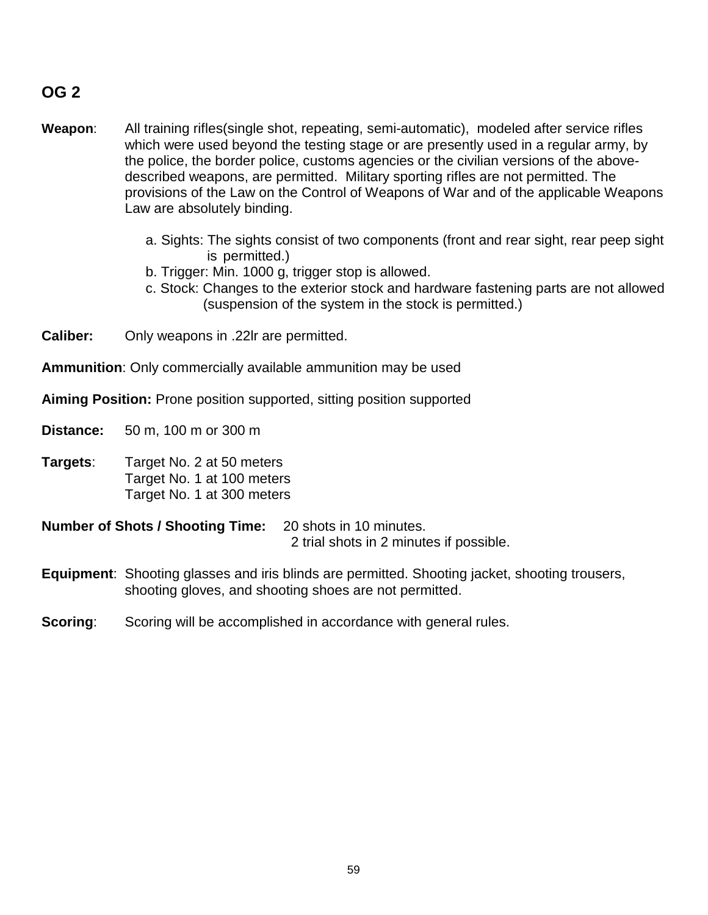## OG 2

**Weapon**: All training rifles(single shot, repeating, semi-automatic), modeled after service rifles which were used beyond the testing stage or are presently used in a regular army, by the police, the border police, customs agencies or the civilian versions of the above-described weapons, are permitted. Military sporting rifles are not permitted. The provisions of the Law on the Control of Weapons of War and of the applicable Weapons Law are absolutely binding.

a. Sights: The sights consist of two components (front and rear sight, rear peep sight is permitted.)
b. Trigger: Min. 1000 g, trigger stop is allowed.
c. Stock: Changes to the exterior stock and hardware fastening parts are not allowed (suspension of the system in the stock is permitted.)

**Caliber:** Only weapons in .22lr are permitted.

**Ammunition**: Only commercially available ammunition may be used

**Aiming Position:** Prone position supported, sitting position supported

**Distance:** 50 m, 100 m or 300 m

**Targets**: Target No. 2 at 50 meters
Target No. 1 at 100 meters
Target No. 1 at 300 meters

**Number of Shots / Shooting Time:** 20 shots in 10 minutes.
2 trial shots in 2 minutes if possible.

**Equipment**: Shooting glasses and iris blinds are permitted. Shooting jacket, shooting trousers, shooting gloves, and shooting shoes are not permitted.

**Scoring**: Scoring will be accomplished in accordance with general rules.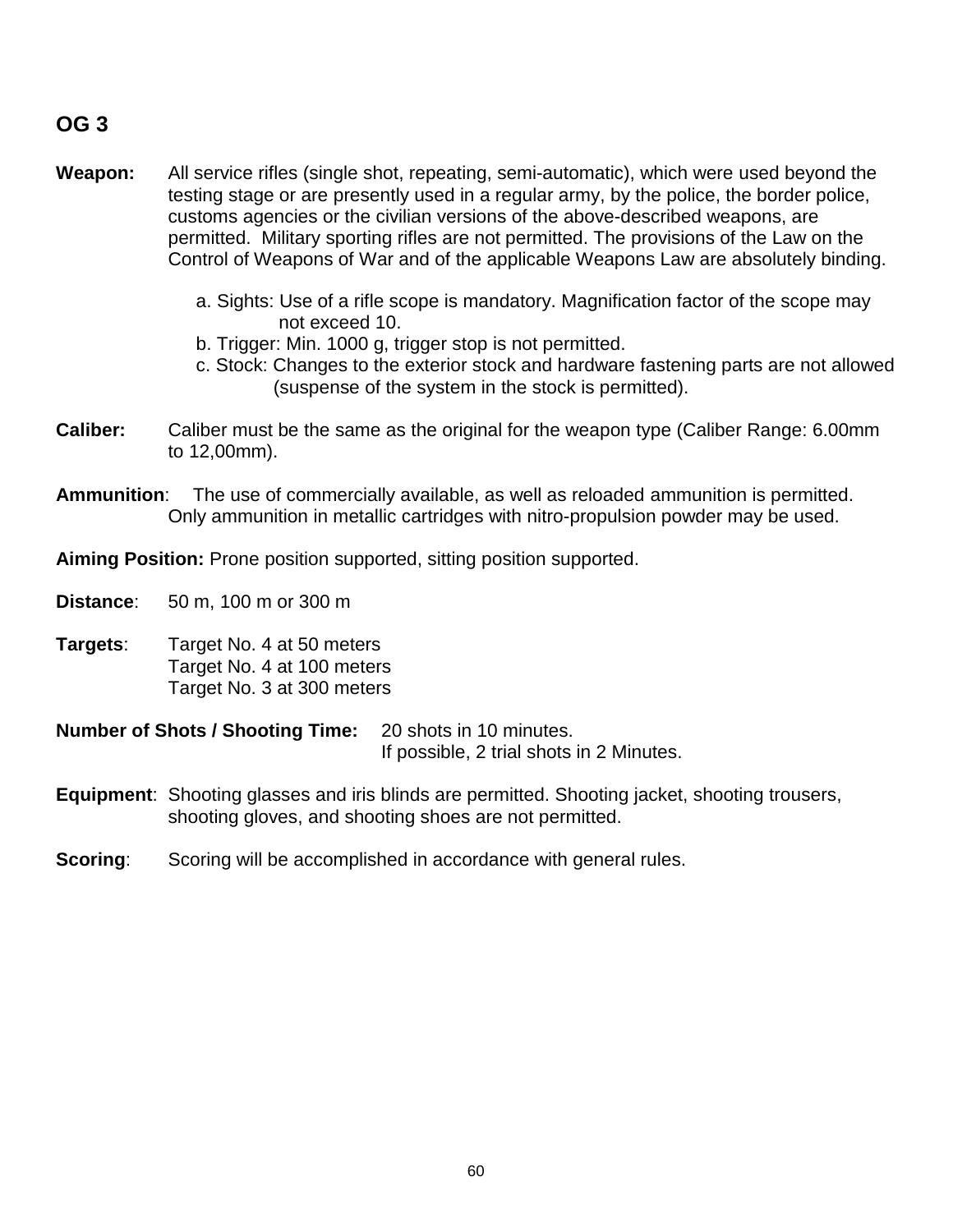## OG 3

**Weapon:** All service rifles (single shot, repeating, semi-automatic), which were used beyond the testing stage or are presently used in a regular army, by the police, the border police, customs agencies or the civilian versions of the above-described weapons, are permitted. Military sporting rifles are not permitted. The provisions of the Law on the Control of Weapons of War and of the applicable Weapons Law are absolutely binding.

a. Sights: Use of a rifle scope is mandatory. Magnification factor of the scope may not exceed 10.
b. Trigger: Min. 1000 g, trigger stop is not permitted.
c. Stock: Changes to the exterior stock and hardware fastening parts are not allowed (suspense of the system in the stock is permitted).

**Caliber:** Caliber must be the same as the original for the weapon type (Caliber Range: 6.00mm to 12,00mm).

**Ammunition**: The use of commercially available, as well as reloaded ammunition is permitted. Only ammunition in metallic cartridges with nitro-propulsion powder may be used.

**Aiming Position:** Prone position supported, sitting position supported.

**Distance**: 50 m, 100 m or 300 m

**Targets**: Target No. 4 at 50 meters
Target No. 4 at 100 meters
Target No. 3 at 300 meters

**Number of Shots / Shooting Time:** 20 shots in 10 minutes.
If possible, 2 trial shots in 2 Minutes.

**Equipment**: Shooting glasses and iris blinds are permitted. Shooting jacket, shooting trousers, shooting gloves, and shooting shoes are not permitted.

**Scoring**: Scoring will be accomplished in accordance with general rules.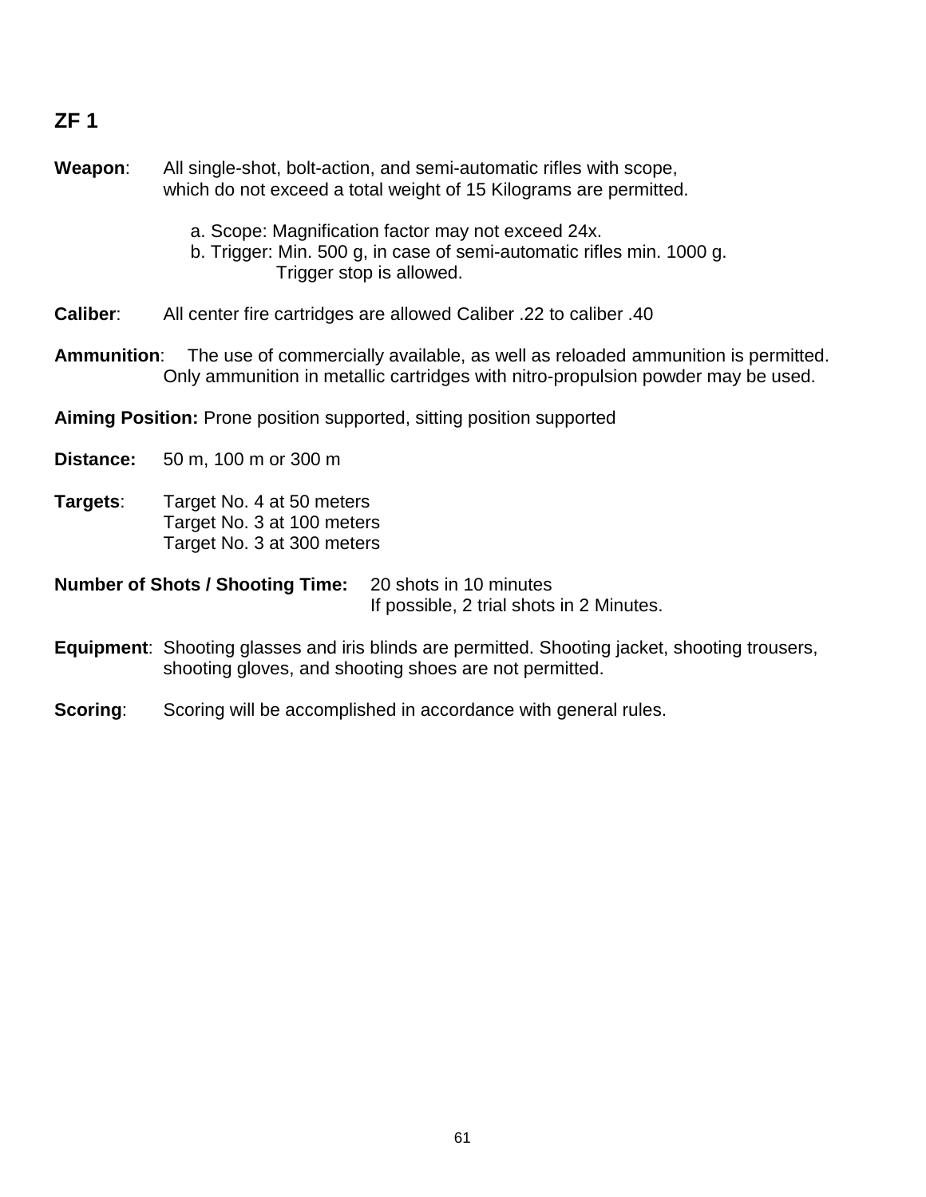## ZF 1

**Weapon**: All single-shot, bolt-action, and semi-automatic rifles with scope, which do not exceed a total weight of 15 Kilograms are permitted.

a. Scope: Magnification factor may not exceed 24x.
b. Trigger: Min. 500 g, in case of semi-automatic rifles min. 1000 g.
Trigger stop is allowed.

**Caliber**: All center fire cartridges are allowed Caliber .22 to caliber .40

**Ammunition**: The use of commercially available, as well as reloaded ammunition is permitted. Only ammunition in metallic cartridges with nitro-propulsion powder may be used.

**Aiming Position:** Prone position supported, sitting position supported

**Distance:** 50 m, 100 m or 300 m

**Targets**: Target No. 4 at 50 meters
Target No. 3 at 100 meters
Target No. 3 at 300 meters

**Number of Shots / Shooting Time:** 20 shots in 10 minutes
If possible, 2 trial shots in 2 Minutes.

**Equipment**: Shooting glasses and iris blinds are permitted. Shooting jacket, shooting trousers, shooting gloves, and shooting shoes are not permitted.

**Scoring**: Scoring will be accomplished in accordance with general rules.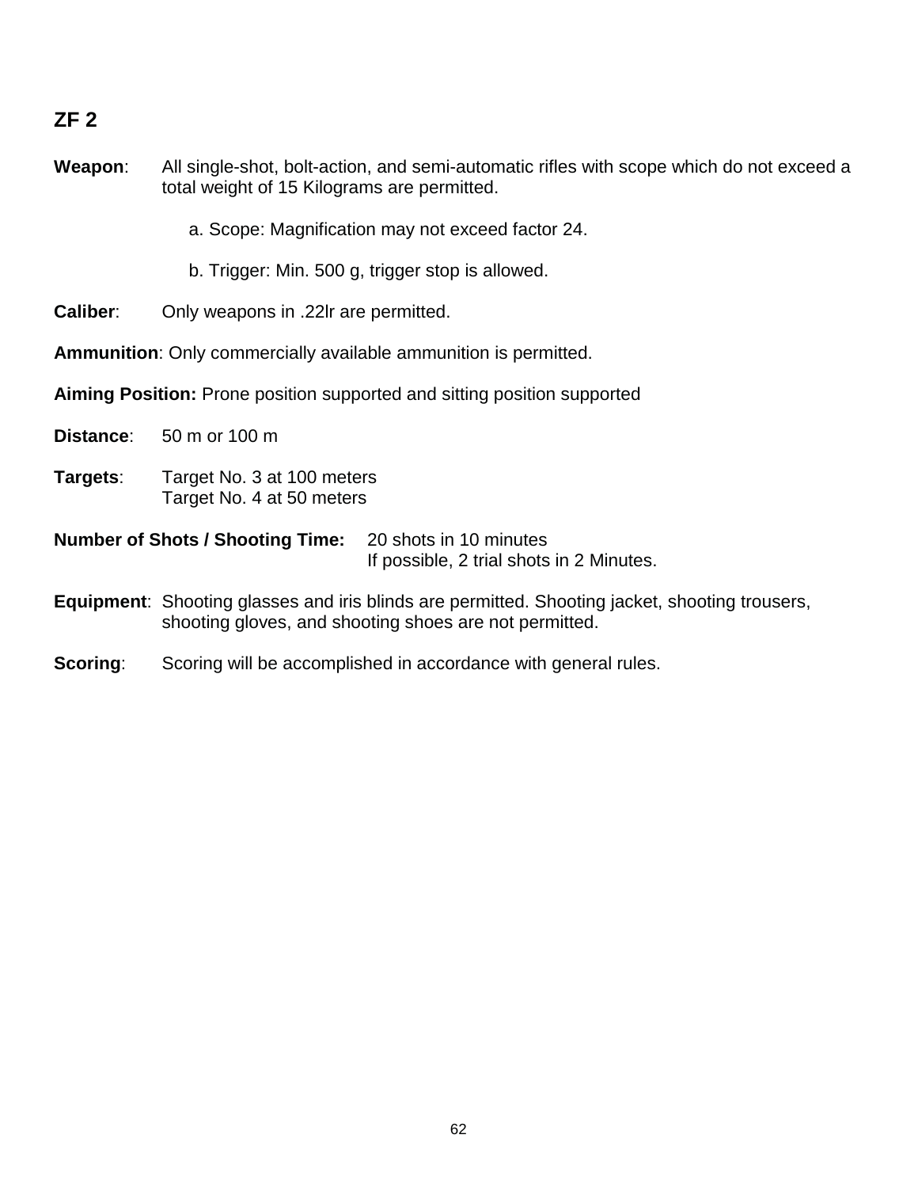## ZF 2

**Weapon**: All single-shot, bolt-action, and semi-automatic rifles with scope which do not exceed a total weight of 15 Kilograms are permitted.

a. Scope: Magnification may not exceed factor 24.

b. Trigger: Min. 500 g, trigger stop is allowed.

**Caliber**: Only weapons in .22lr are permitted.

**Ammunition**: Only commercially available ammunition is permitted.

**Aiming Position:** Prone position supported and sitting position supported

**Distance**: 50 m or 100 m

**Targets**: Target No. 3 at 100 meters
Target No. 4 at 50 meters

**Number of Shots / Shooting Time:** 20 shots in 10 minutes
If possible, 2 trial shots in 2 Minutes.

**Equipment**: Shooting glasses and iris blinds are permitted. Shooting jacket, shooting trousers, shooting gloves, and shooting shoes are not permitted.

**Scoring**: Scoring will be accomplished in accordance with general rules.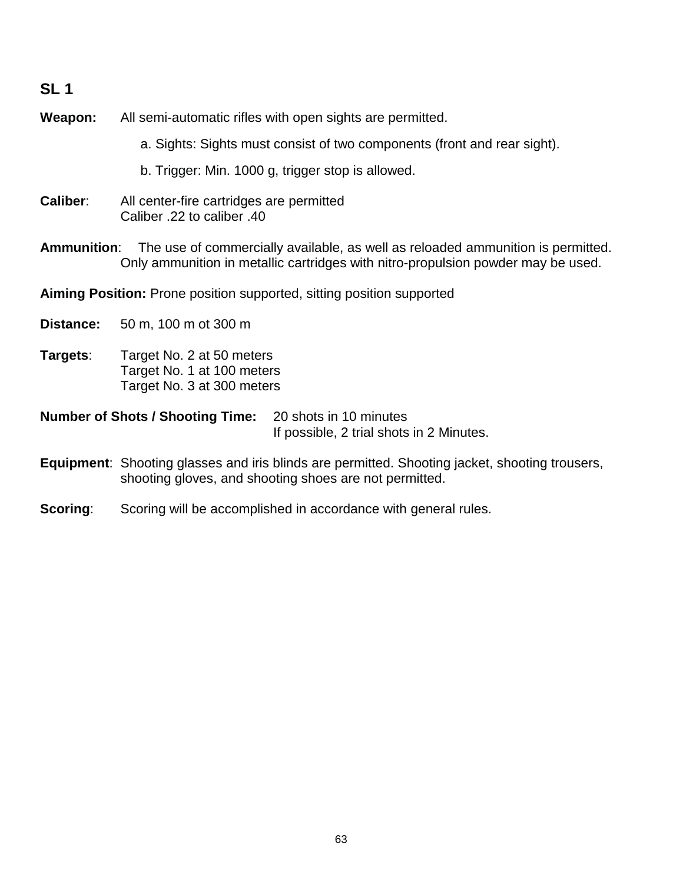## SL 1

**Weapon:** All semi-automatic rifles with open sights are permitted.

a. Sights: Sights must consist of two components (front and rear sight).

b. Trigger: Min. 1000 g, trigger stop is allowed.

**Caliber**: All center-fire cartridges are permitted
Caliber .22 to caliber .40

**Ammunition**: The use of commercially available, as well as reloaded ammunition is permitted. Only ammunition in metallic cartridges with nitro-propulsion powder may be used.

**Aiming Position:** Prone position supported, sitting position supported

**Distance:** 50 m, 100 m ot 300 m

**Targets**: Target No. 2 at 50 meters
Target No. 1 at 100 meters
Target No. 3 at 300 meters

**Number of Shots / Shooting Time:** 20 shots in 10 minutes
If possible, 2 trial shots in 2 Minutes.

**Equipment**: Shooting glasses and iris blinds are permitted. Shooting jacket, shooting trousers, shooting gloves, and shooting shoes are not permitted.

**Scoring**: Scoring will be accomplished in accordance with general rules.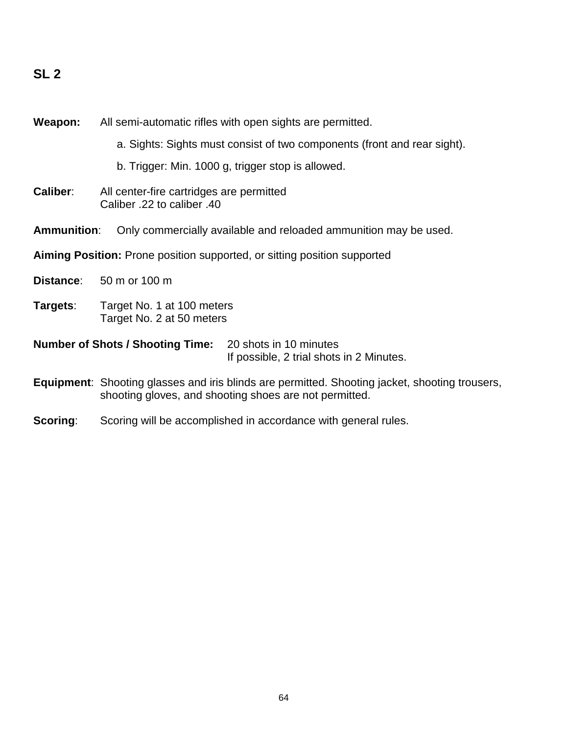## SL 2

**Weapon:** All semi-automatic rifles with open sights are permitted.

a. Sights: Sights must consist of two components (front and rear sight).

b. Trigger: Min. 1000 g, trigger stop is allowed.

**Caliber**: All center-fire cartridges are permitted
Caliber .22 to caliber .40

**Ammunition**: Only commercially available and reloaded ammunition may be used.

**Aiming Position:** Prone position supported, or sitting position supported

**Distance**: 50 m or 100 m

**Targets**: Target No. 1 at 100 meters
Target No. 2 at 50 meters

**Number of Shots / Shooting Time:** 20 shots in 10 minutes
If possible, 2 trial shots in 2 Minutes.

**Equipment**: Shooting glasses and iris blinds are permitted. Shooting jacket, shooting trousers, shooting gloves, and shooting shoes are not permitted.

**Scoring**: Scoring will be accomplished in accordance with general rules.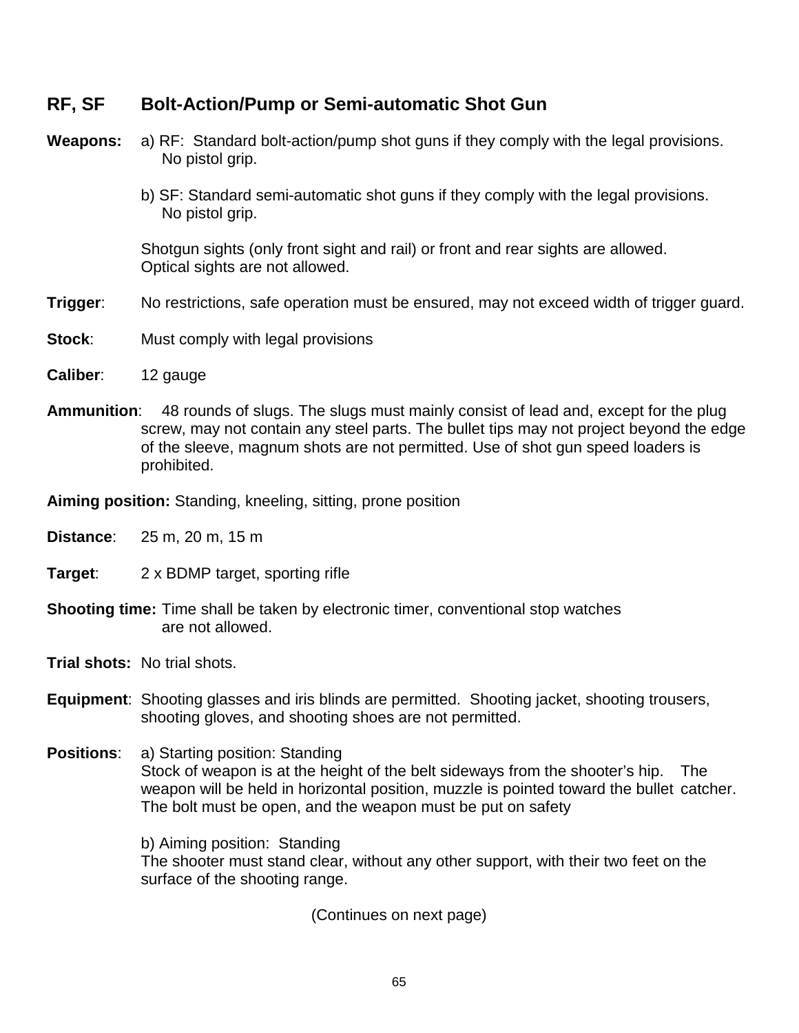## RF, SF Bolt-Action/Pump or Semi-automatic Shot Gun

**Weapons:** a) RF: Standard bolt-action/pump shot guns if they comply with the legal provisions. No pistol grip.

b) SF: Standard semi-automatic shot guns if they comply with the legal provisions. No pistol grip.

Shotgun sights (only front sight and rail) or front and rear sights are allowed. Optical sights are not allowed.

**Trigger**: No restrictions, safe operation must be ensured, may not exceed width of trigger guard.

**Stock**: Must comply with legal provisions

**Caliber**: 12 gauge

**Ammunition**: 48 rounds of slugs. The slugs must mainly consist of lead and, except for the plug screw, may not contain any steel parts. The bullet tips may not project beyond the edge of the sleeve, magnum shots are not permitted. Use of shot gun speed loaders is prohibited.

**Aiming position:** Standing, kneeling, sitting, prone position

**Distance**: 25 m, 20 m, 15 m

**Target**: 2 x BDMP target, sporting rifle

**Shooting time:** Time shall be taken by electronic timer, conventional stop watches are not allowed.

**Trial shots:** No trial shots.

**Equipment**: Shooting glasses and iris blinds are permitted. Shooting jacket, shooting trousers, shooting gloves, and shooting shoes are not permitted.

**Positions**: a) Starting position: Standing
Stock of weapon is at the height of the belt sideways from the shooter's hip. The weapon will be held in horizontal position, muzzle is pointed toward the bullet catcher. The bolt must be open, and the weapon must be put on safety

b) Aiming position: Standing
The shooter must stand clear, without any other support, with their two feet on the surface of the shooting range.

(Continues on next page)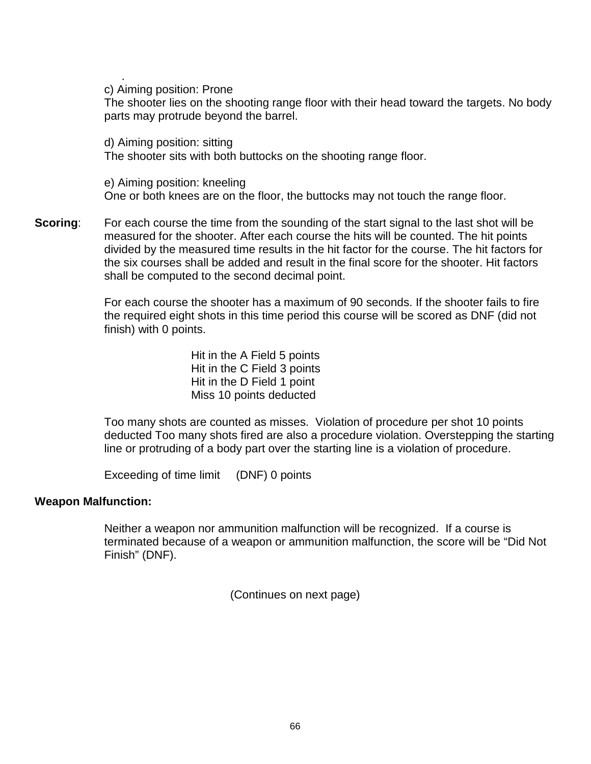.

c) Aiming position: Prone
The shooter lies on the shooting range floor with their head toward the targets. No body parts may protrude beyond the barrel.

d) Aiming position: sitting
The shooter sits with both buttocks on the shooting range floor.

e) Aiming position: kneeling
One or both knees are on the floor, the buttocks may not touch the range floor.

**Scoring**: For each course the time from the sounding of the start signal to the last shot will be measured for the shooter. After each course the hits will be counted. The hit points divided by the measured time results in the hit factor for the course. The hit factors for the six courses shall be added and result in the final score for the shooter. Hit factors shall be computed to the second decimal point.

For each course the shooter has a maximum of 90 seconds. If the shooter fails to fire the required eight shots in this time period this course will be scored as DNF (did not finish) with 0 points.

Hit in the A Field 5 points
Hit in the C Field 3 points
Hit in the D Field 1 point
Miss 10 points deducted

Too many shots are counted as misses. Violation of procedure per shot 10 points deducted Too many shots fired are also a procedure violation. Overstepping the starting line or protruding of a body part over the starting line is a violation of procedure.

Exceeding of time limit (DNF) 0 points

**Weapon Malfunction:**

Neither a weapon nor ammunition malfunction will be recognized. If a course is terminated because of a weapon or ammunition malfunction, the score will be “Did Not Finish” (DNF).

(Continues on next page)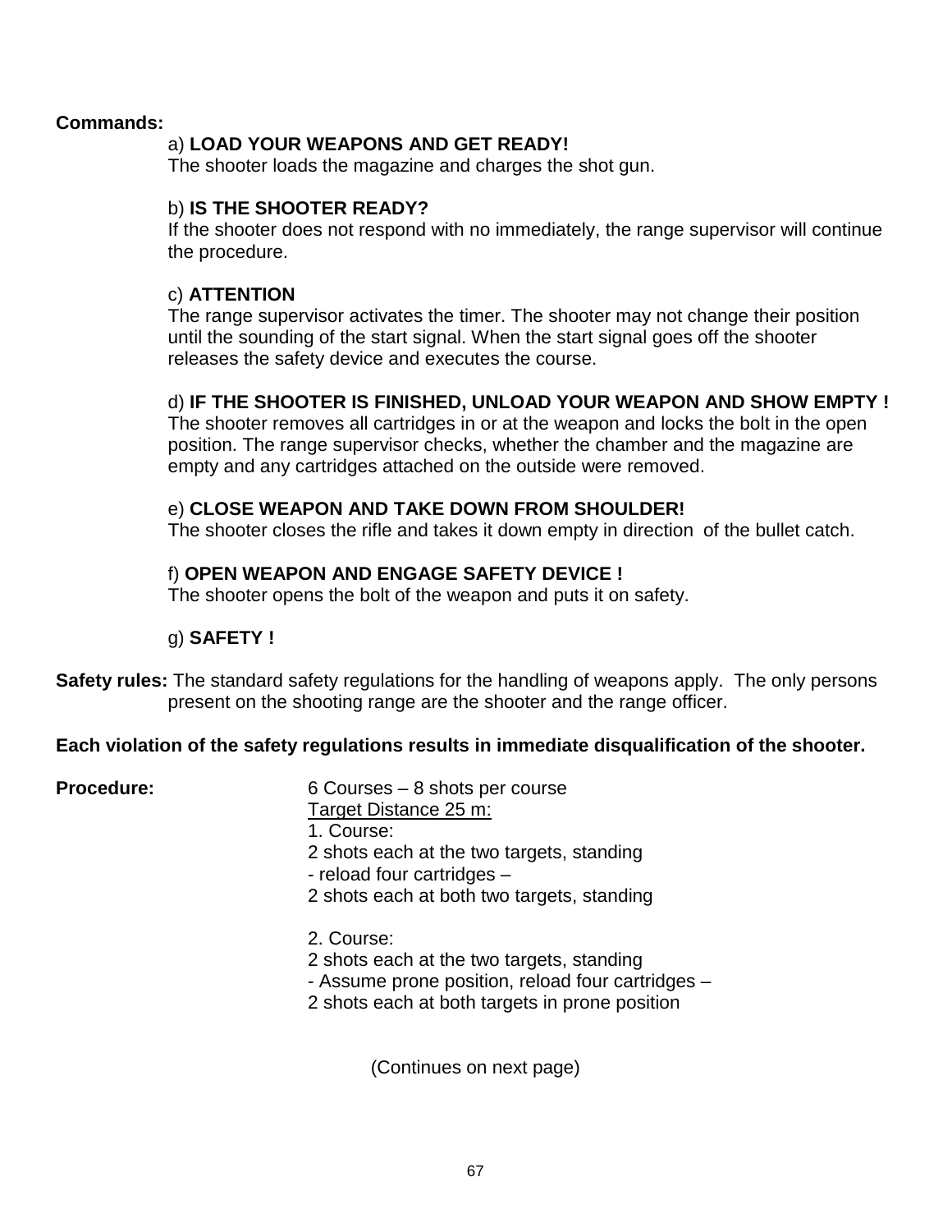**Commands:**

a) **LOAD YOUR WEAPONS AND GET READY!**
The shooter loads the magazine and charges the shot gun.

b) **IS THE SHOOTER READY?**
If the shooter does not respond with no immediately, the range supervisor will continue the procedure.

c) **ATTENTION**
The range supervisor activates the timer. The shooter may not change their position until the sounding of the start signal. When the start signal goes off the shooter releases the safety device and executes the course.

d) **IF THE SHOOTER IS FINISHED, UNLOAD YOUR WEAPON AND SHOW EMPTY !**
The shooter removes all cartridges in or at the weapon and locks the bolt in the open position. The range supervisor checks, whether the chamber and the magazine are empty and any cartridges attached on the outside were removed.

e) **CLOSE WEAPON AND TAKE DOWN FROM SHOULDER!**
The shooter closes the rifle and takes it down empty in direction of the bullet catch.

f) **OPEN WEAPON AND ENGAGE SAFETY DEVICE !**
The shooter opens the bolt of the weapon and puts it on safety.

g) **SAFETY !**

**Safety rules:** The standard safety regulations for the handling of weapons apply. The only persons present on the shooting range are the shooter and the range officer.

**Each violation of the safety regulations results in immediate disqualification of the shooter.**

**Procedure:** 6 Courses – 8 shots per course

Target Distance 25 m:

1. Course:
2 shots each at the two targets, standing
- reload four cartridges –
2 shots each at both two targets, standing

2. Course:
2 shots each at the two targets, standing
- Assume prone position, reload four cartridges –
2 shots each at both targets in prone position

(Continues on next page)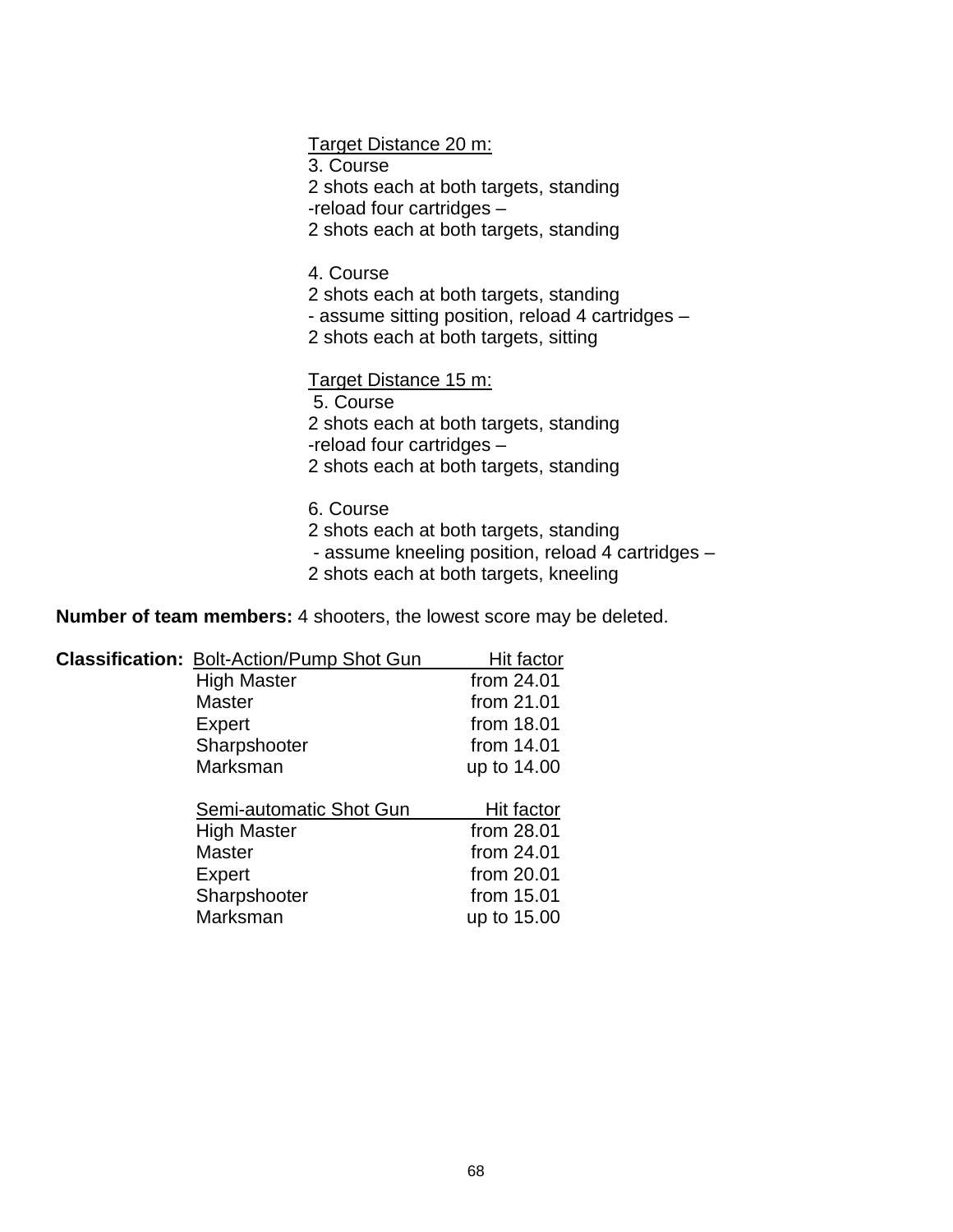<u>Target Distance 20 m:</u>

3. Course
2 shots each at both targets, standing
-reload four cartridges –
2 shots each at both targets, standing

4. Course
2 shots each at both targets, standing
- assume sitting position, reload 4 cartridges –
2 shots each at both targets, sitting

<u>Target Distance 15 m:</u>

5. Course
2 shots each at both targets, standing
-reload four cartridges –
2 shots each at both targets, standing

6. Course
2 shots each at both targets, standing
- assume kneeling position, reload 4 cartridges –
2 shots each at both targets, kneeling

**Number of team members:** 4 shooters, the lowest score may be deleted.

**Classification:**

| Bolt-Action/Pump Shot Gun | Hit factor |
|---|---|
| High Master | from 24.01 |
| Master | from 21.01 |
| Expert | from 18.01 |
| Sharpshooter | from 14.01 |
| Marksman | up to 14.00 |

| Semi-automatic Shot Gun | Hit factor |
|---|---|
| High Master | from 28.01 |
| Master | from 24.01 |
| Expert | from 20.01 |
| Sharpshooter | from 15.01 |
| Marksman | up to 15.00 |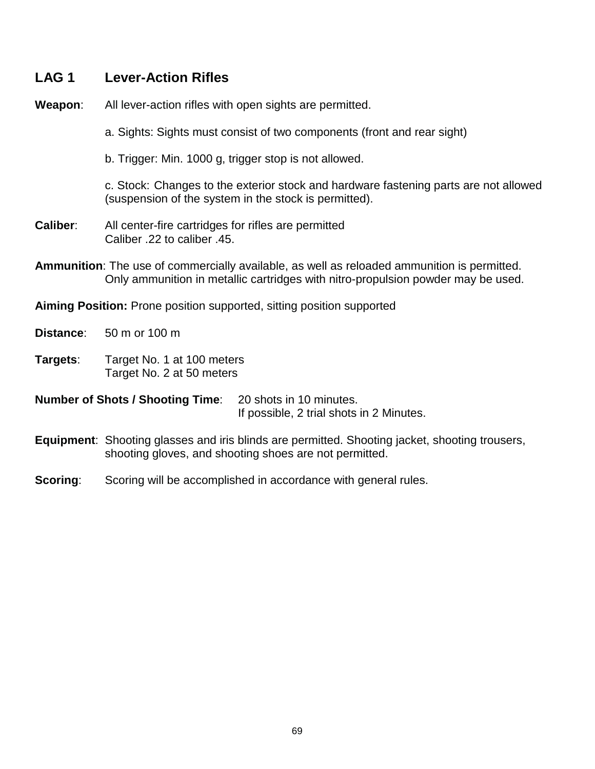## LAG 1 Lever-Action Rifles

**Weapon**: All lever-action rifles with open sights are permitted.

a. Sights: Sights must consist of two components (front and rear sight)

b. Trigger: Min. 1000 g, trigger stop is not allowed.

c. Stock: Changes to the exterior stock and hardware fastening parts are not allowed (suspension of the system in the stock is permitted).

**Caliber**: All center-fire cartridges for rifles are permitted
Caliber .22 to caliber .45.

**Ammunition**: The use of commercially available, as well as reloaded ammunition is permitted. Only ammunition in metallic cartridges with nitro-propulsion powder may be used.

**Aiming Position:** Prone position supported, sitting position supported

**Distance**: 50 m or 100 m

**Targets**: Target No. 1 at 100 meters
Target No. 2 at 50 meters

**Number of Shots / Shooting Time**: 20 shots in 10 minutes.
If possible, 2 trial shots in 2 Minutes.

**Equipment**: Shooting glasses and iris blinds are permitted. Shooting jacket, shooting trousers, shooting gloves, and shooting shoes are not permitted.

**Scoring**: Scoring will be accomplished in accordance with general rules.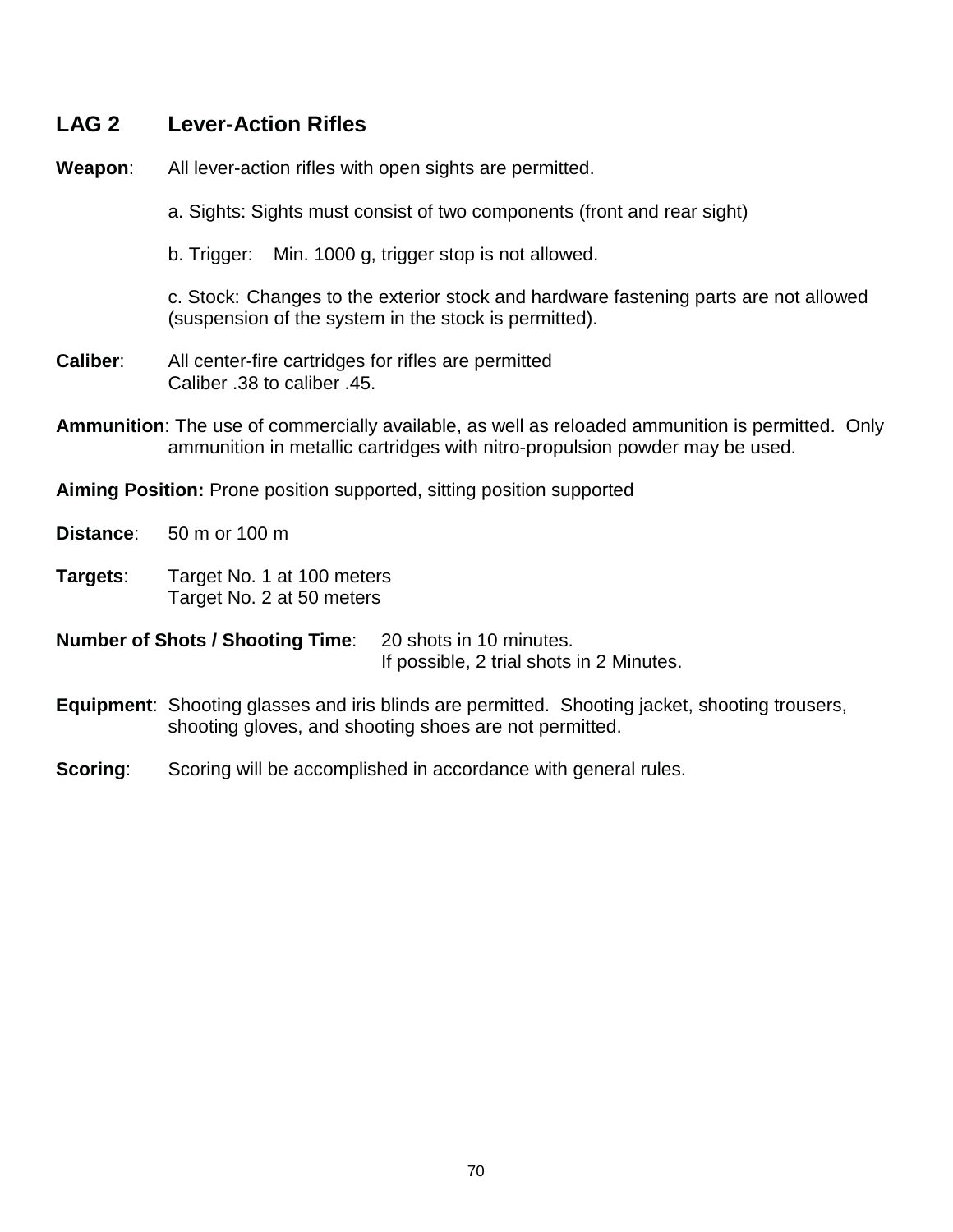## LAG 2 Lever-Action Rifles

**Weapon**: All lever-action rifles with open sights are permitted.

a. Sights: Sights must consist of two components (front and rear sight)

b. Trigger: Min. 1000 g, trigger stop is not allowed.

c. Stock: Changes to the exterior stock and hardware fastening parts are not allowed (suspension of the system in the stock is permitted).

**Caliber**: All center-fire cartridges for rifles are permitted
Caliber .38 to caliber .45.

**Ammunition**: The use of commercially available, as well as reloaded ammunition is permitted. Only ammunition in metallic cartridges with nitro-propulsion powder may be used.

**Aiming Position:** Prone position supported, sitting position supported

**Distance**: 50 m or 100 m

**Targets**: Target No. 1 at 100 meters
Target No. 2 at 50 meters

**Number of Shots / Shooting Time**: 20 shots in 10 minutes.
If possible, 2 trial shots in 2 Minutes.

**Equipment**: Shooting glasses and iris blinds are permitted. Shooting jacket, shooting trousers, shooting gloves, and shooting shoes are not permitted.

**Scoring**: Scoring will be accomplished in accordance with general rules.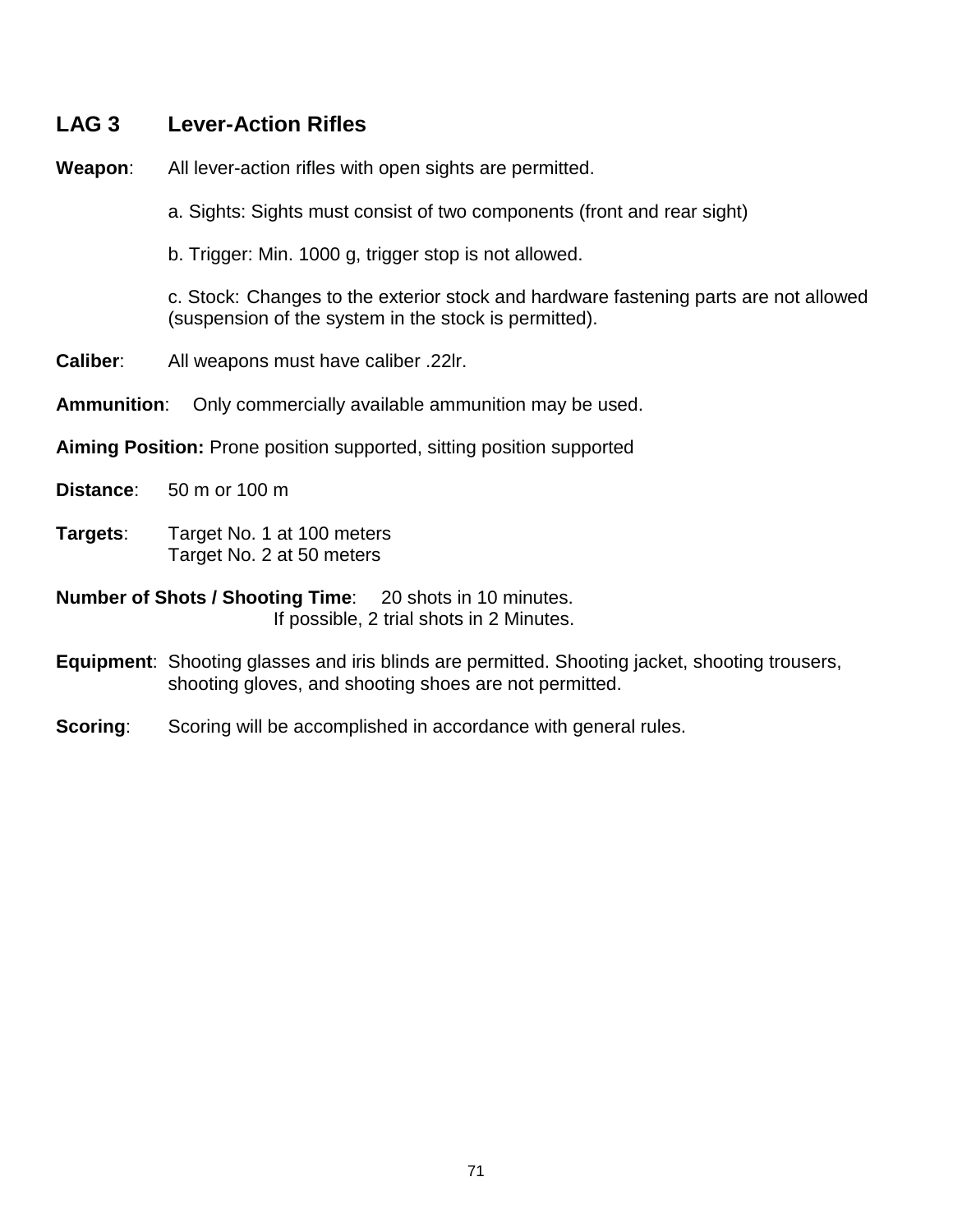## LAG 3 Lever-Action Rifles

**Weapon**: All lever-action rifles with open sights are permitted.

a. Sights: Sights must consist of two components (front and rear sight)

b. Trigger: Min. 1000 g, trigger stop is not allowed.

c. Stock: Changes to the exterior stock and hardware fastening parts are not allowed (suspension of the system in the stock is permitted).

**Caliber**: All weapons must have caliber .22lr.

**Ammunition**: Only commercially available ammunition may be used.

**Aiming Position:** Prone position supported, sitting position supported

**Distance**: 50 m or 100 m

**Targets**: Target No. 1 at 100 meters
Target No. 2 at 50 meters

**Number of Shots / Shooting Time**: 20 shots in 10 minutes.
If possible, 2 trial shots in 2 Minutes.

**Equipment**: Shooting glasses and iris blinds are permitted. Shooting jacket, shooting trousers, shooting gloves, and shooting shoes are not permitted.

**Scoring**: Scoring will be accomplished in accordance with general rules.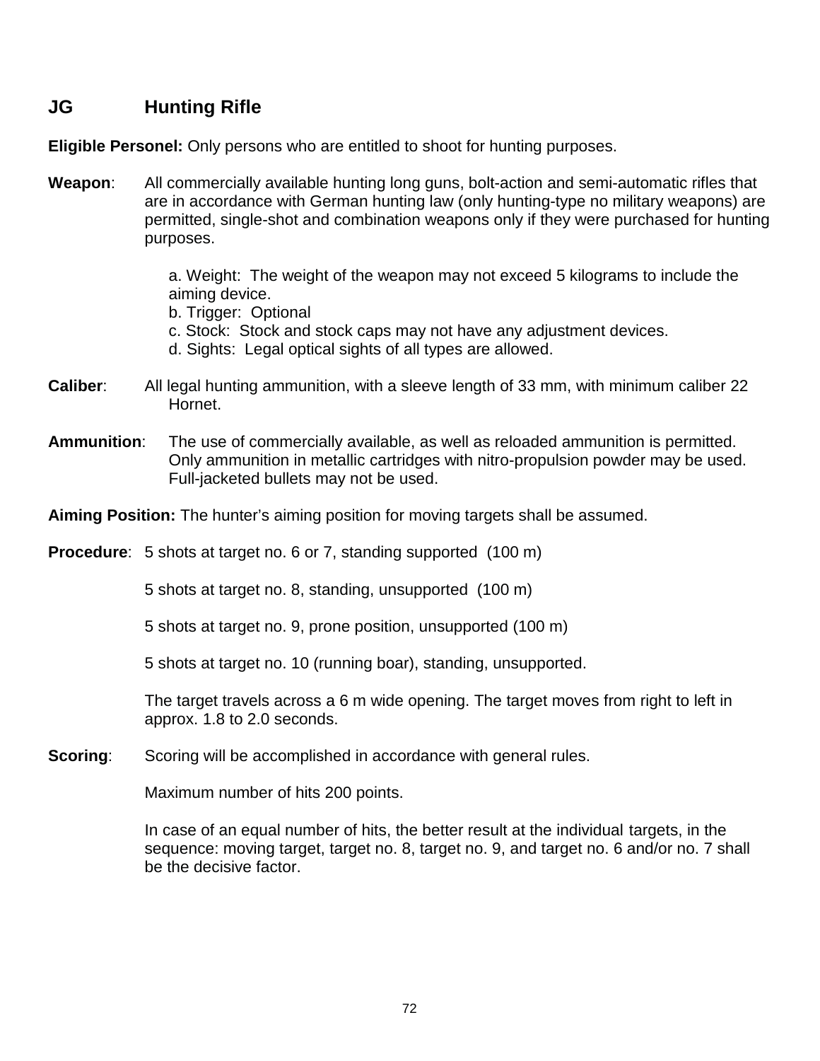## JG Hunting Rifle

**Eligible Personel:** Only persons who are entitled to shoot for hunting purposes.

**Weapon**: All commercially available hunting long guns, bolt-action and semi-automatic rifles that are in accordance with German hunting law (only hunting-type no military weapons) are permitted, single-shot and combination weapons only if they were purchased for hunting purposes.

a. Weight: The weight of the weapon may not exceed 5 kilograms to include the aiming device.
b. Trigger: Optional
c. Stock: Stock and stock caps may not have any adjustment devices.
d. Sights: Legal optical sights of all types are allowed.

**Caliber**: All legal hunting ammunition, with a sleeve length of 33 mm, with minimum caliber 22 Hornet.

**Ammunition**: The use of commercially available, as well as reloaded ammunition is permitted. Only ammunition in metallic cartridges with nitro-propulsion powder may be used. Full-jacketed bullets may not be used.

**Aiming Position:** The hunter's aiming position for moving targets shall be assumed.

**Procedure**: 5 shots at target no. 6 or 7, standing supported (100 m)

5 shots at target no. 8, standing, unsupported (100 m)

5 shots at target no. 9, prone position, unsupported (100 m)

5 shots at target no. 10 (running boar), standing, unsupported.

The target travels across a 6 m wide opening. The target moves from right to left in approx. 1.8 to 2.0 seconds.

**Scoring**: Scoring will be accomplished in accordance with general rules.

Maximum number of hits 200 points.

In case of an equal number of hits, the better result at the individual targets, in the sequence: moving target, target no. 8, target no. 9, and target no. 6 and/or no. 7 shall be the decisive factor.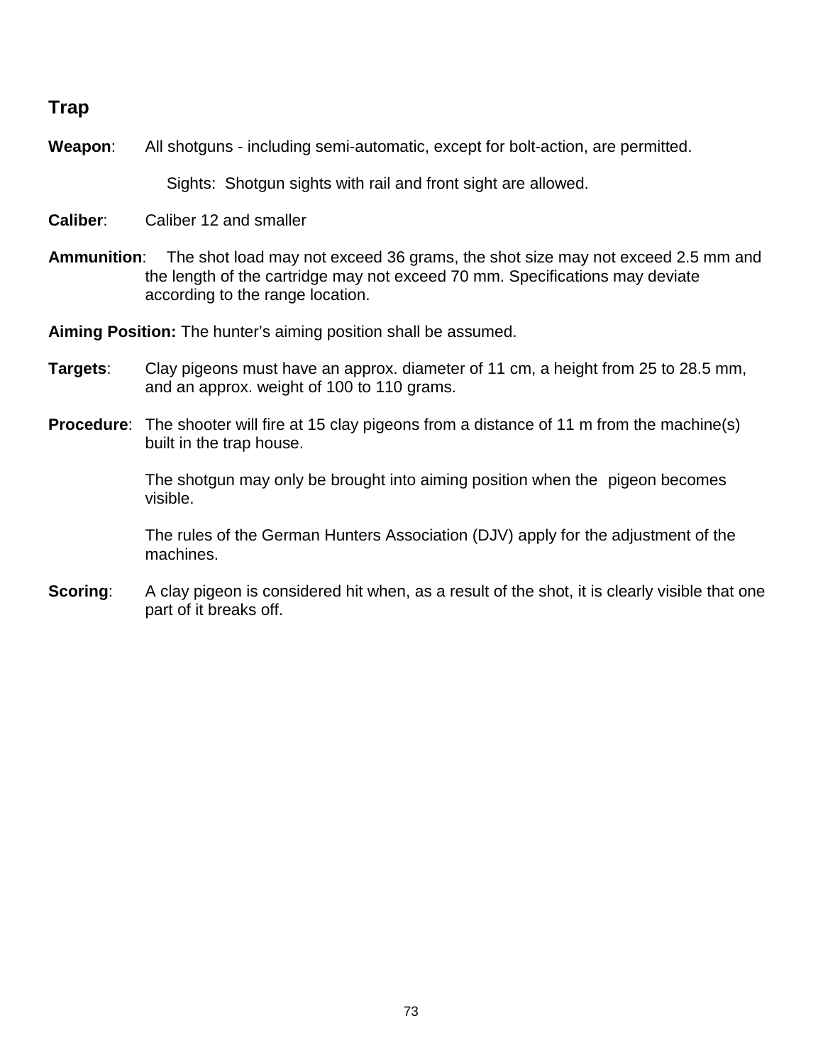## Trap

**Weapon**: All shotguns - including semi-automatic, except for bolt-action, are permitted.

Sights: Shotgun sights with rail and front sight are allowed.

**Caliber**: Caliber 12 and smaller

**Ammunition**: The shot load may not exceed 36 grams, the shot size may not exceed 2.5 mm and the length of the cartridge may not exceed 70 mm. Specifications may deviate according to the range location.

**Aiming Position:** The hunter's aiming position shall be assumed.

**Targets**: Clay pigeons must have an approx. diameter of 11 cm, a height from 25 to 28.5 mm, and an approx. weight of 100 to 110 grams.

**Procedure**: The shooter will fire at 15 clay pigeons from a distance of 11 m from the machine(s) built in the trap house.

The shotgun may only be brought into aiming position when the pigeon becomes visible.

The rules of the German Hunters Association (DJV) apply for the adjustment of the machines.

**Scoring**: A clay pigeon is considered hit when, as a result of the shot, it is clearly visible that one part of it breaks off.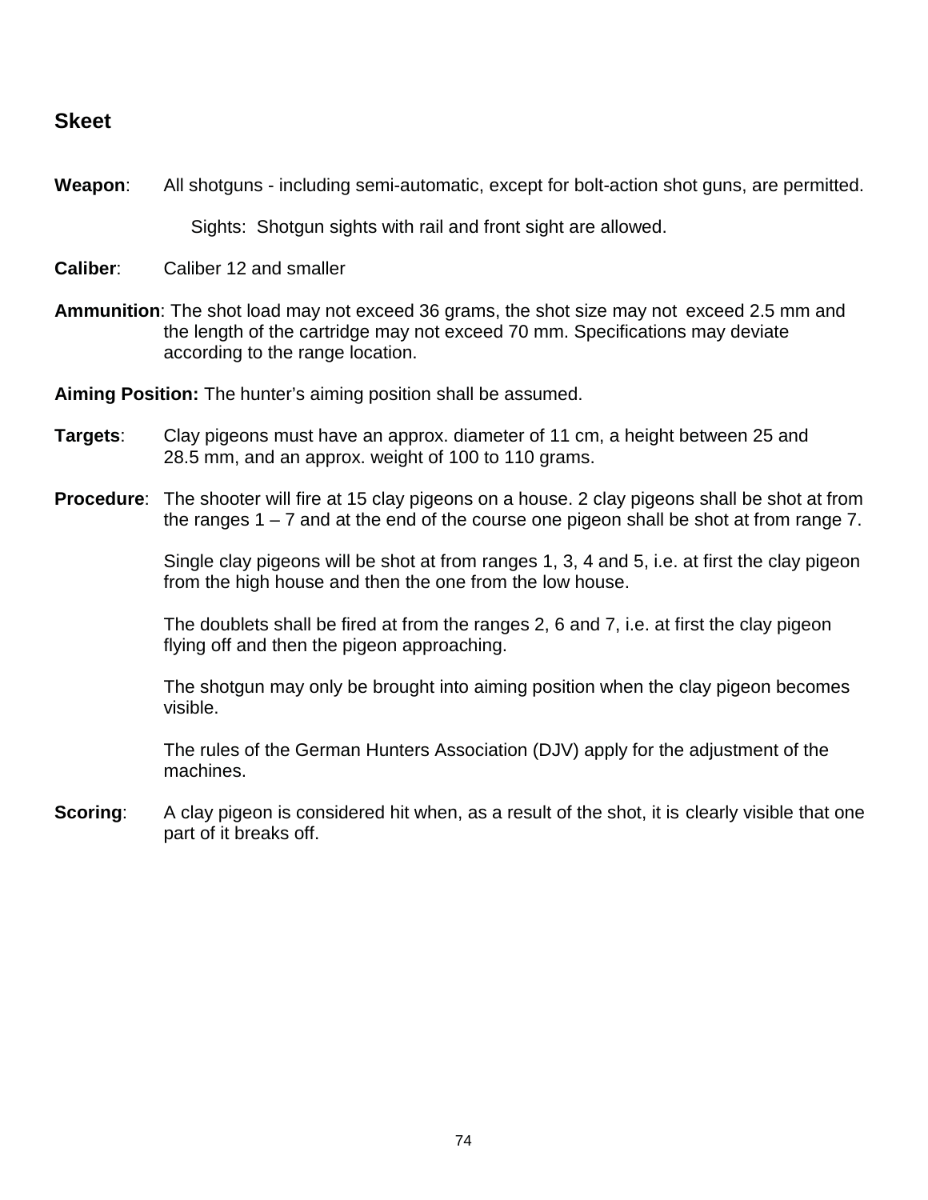## Skeet

**Weapon**: All shotguns - including semi-automatic, except for bolt-action shot guns, are permitted.

Sights: Shotgun sights with rail and front sight are allowed.

**Caliber**: Caliber 12 and smaller

**Ammunition**: The shot load may not exceed 36 grams, the shot size may not exceed 2.5 mm and the length of the cartridge may not exceed 70 mm. Specifications may deviate according to the range location.

**Aiming Position:** The hunter's aiming position shall be assumed.

**Targets**: Clay pigeons must have an approx. diameter of 11 cm, a height between 25 and 28.5 mm, and an approx. weight of 100 to 110 grams.

**Procedure**: The shooter will fire at 15 clay pigeons on a house. 2 clay pigeons shall be shot at from the ranges 1 – 7 and at the end of the course one pigeon shall be shot at from range 7.

Single clay pigeons will be shot at from ranges 1, 3, 4 and 5, i.e. at first the clay pigeon from the high house and then the one from the low house.

The doublets shall be fired at from the ranges 2, 6 and 7, i.e. at first the clay pigeon flying off and then the pigeon approaching.

The shotgun may only be brought into aiming position when the clay pigeon becomes visible.

The rules of the German Hunters Association (DJV) apply for the adjustment of the machines.

**Scoring**: A clay pigeon is considered hit when, as a result of the shot, it is clearly visible that one part of it breaks off.